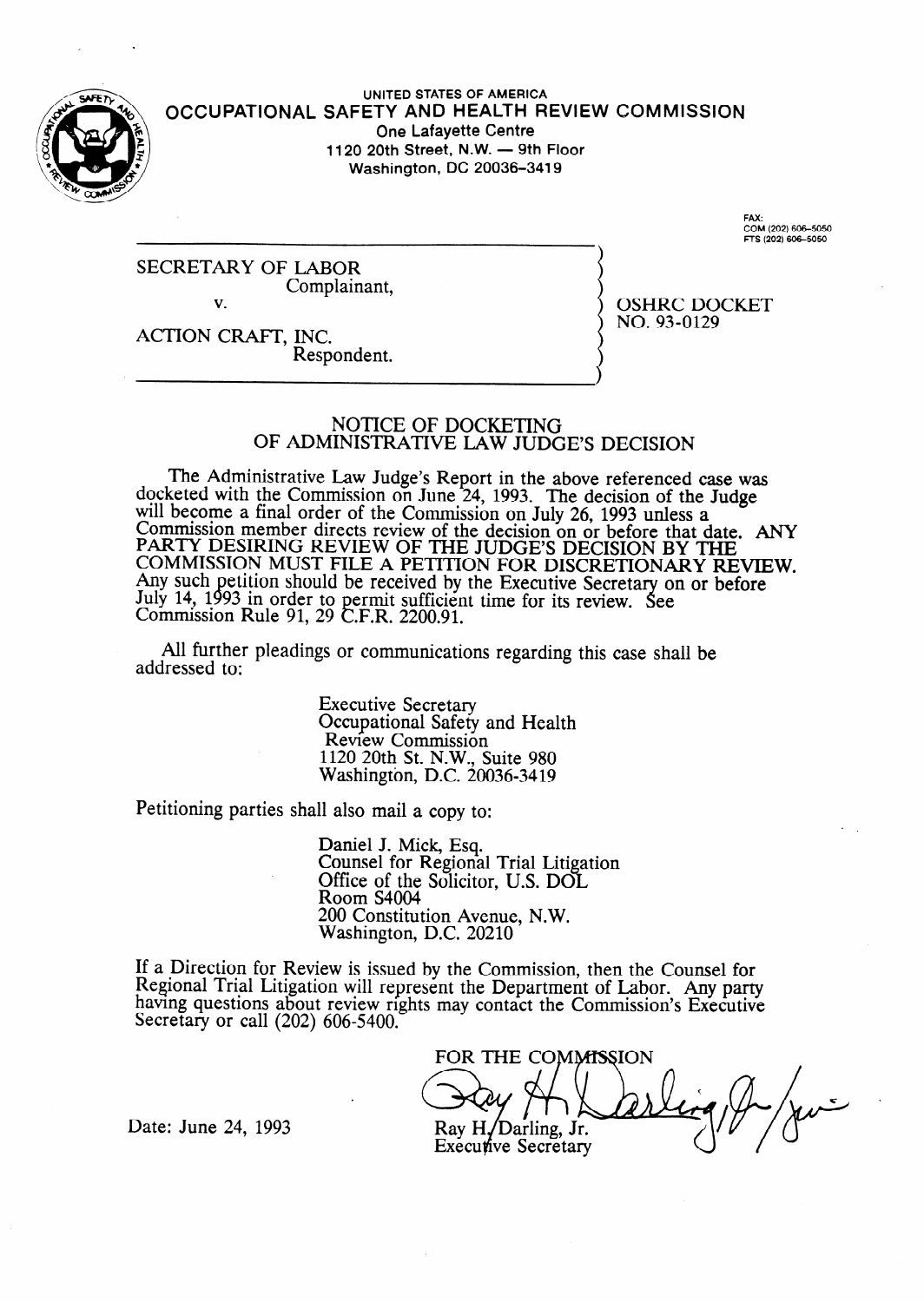UNITED STATES OF AMERICA

# OCCUPATIONAL SAFETY AND HEALTH REVIEW COMMISSION

One Lafayette Centre
1120 20th Street, N.W. — 9th Floor
Washington, DC 20036-3419

FAX:
COM (202) 606-5050
FTS (202) 606-5050

SECRETARY OF LABOR
Complainant,

v.

ACTION CRAFT, INC.
Respondent.

OSHRC DOCKET
NO. 93-0129

## NOTICE OF DOCKETING OF ADMINISTRATIVE LAW JUDGE'S DECISION

The Administrative Law Judge's Report in the above referenced case was docketed with the Commission on June 24, 1993. The decision of the Judge will become a final order of the Commission on July 26, 1993 unless a Commission member directs review of the decision on or before that date. ANY PARTY DESIRING REVIEW OF THE JUDGE'S DECISION BY THE COMMISSION MUST FILE A PETITION FOR DISCRETIONARY REVIEW. Any such petition should be received by the Executive Secretary on or before July 14, 1993 in order to permit sufficient time for its review. See Commission Rule 91, 29 C.F.R. 2200.91.

All further pleadings or communications regarding this case shall be addressed to:

Executive Secretary
Occupational Safety and Health
Review Commission
1120 20th St. N.W., Suite 980
Washington, D.C. 20036-3419

Petitioning parties shall also mail a copy to:

Daniel J. Mick, Esq.
Counsel for Regional Trial Litigation
Office of the Solicitor, U.S. DOL
Room S4004
200 Constitution Avenue, N.W.
Washington, D.C. 20210

If a Direction for Review is issued by the Commission, then the Counsel for Regional Trial Litigation will represent the Department of Labor. Any party having questions about review rights may contact the Commission's Executive Secretary or call (202) 606-5400.

FOR THE COMMISSION

Ray H. Darling, Jr.
Executive Secretary

Date: June 24, 1993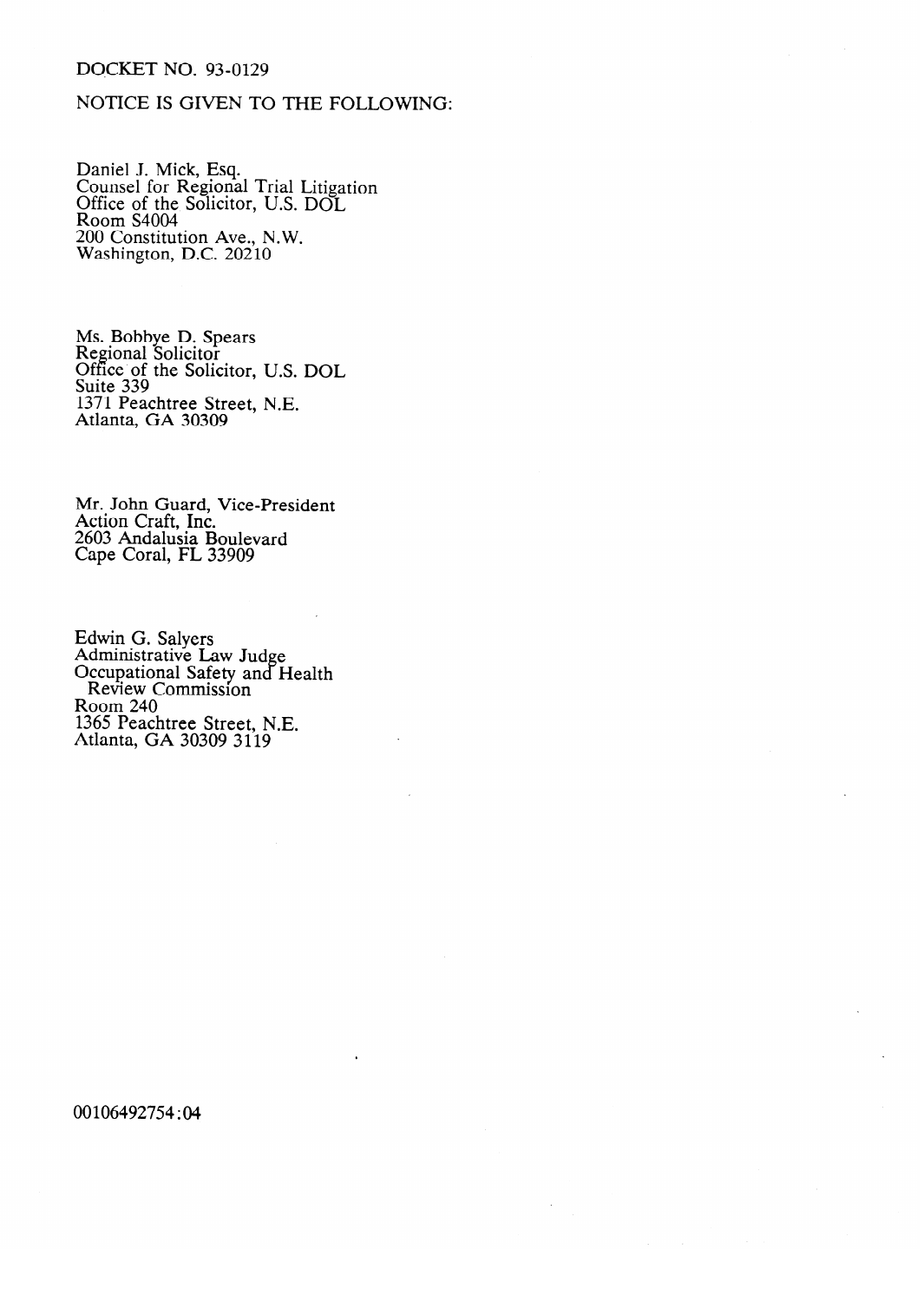DOCKET NO. 93-0129

NOTICE IS GIVEN TO THE FOLLOWING:

Daniel J. Mick, Esq.  
Counsel for Regional Trial Litigation  
Office of the Solicitor, U.S. DOL  
Room S4004  
200 Constitution Ave., N.W.  
Washington, D.C. 20210

Ms. Bobbye D. Spears  
Regional Solicitor  
Office of the Solicitor, U.S. DOL  
Suite 339  
1371 Peachtree Street, N.E.  
Atlanta, GA 30309

Mr. John Guard, Vice-President  
Action Craft, Inc.  
2603 Andalusia Boulevard  
Cape Coral, FL 33909

Edwin G. Salyers  
Administrative Law Judge  
Occupational Safety and Health  
Review Commission  
Room 240  
1365 Peachtree Street, N.E.  
Atlanta, GA 30309 3119

00106492754:04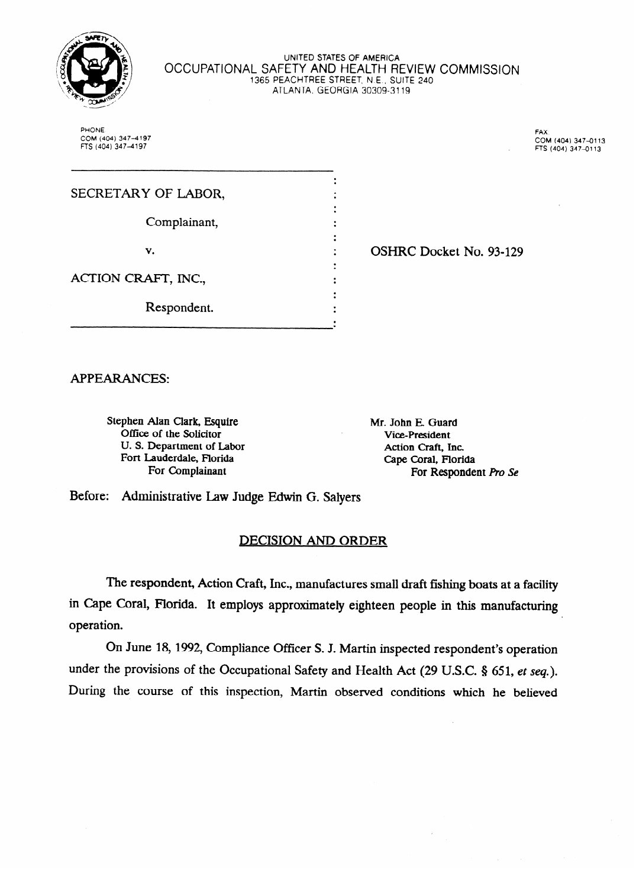UNITED STATES OF AMERICA
OCCUPATIONAL SAFETY AND HEALTH REVIEW COMMISSION
1365 PEACHTREE STREET, N.E., SUITE 240
ATLANTA, GEORGIA 30309-3119

PHONE
COM (404) 347-4197
FTS (404) 347-4197

FAX
COM (404) 347-0113
FTS (404) 347-0113

| | |
|---|---|
| SECRETARY OF LABOR, Complainant, v. ACTION CRAFT, INC., Respondent. | OSHRC Docket No. 93-129 |

APPEARANCES:

Stephen Alan Clark, Esquire
Office of the Solicitor
U. S. Department of Labor
Fort Lauderdale, Florida
For Complainant

Mr. John E. Guard
Vice-President
Action Craft, Inc.
Cape Coral, Florida
For Respondent *Pro Se*

Before: Administrative Law Judge Edwin G. Salyers

## DECISION AND ORDER

The respondent, Action Craft, Inc., manufactures small draft fishing boats at a facility in Cape Coral, Florida. It employs approximately eighteen people in this manufacturing operation.

On June 18, 1992, Compliance Officer S. J. Martin inspected respondent's operation under the provisions of the Occupational Safety and Health Act (29 U.S.C. § 651, *et seq.*). During the course of this inspection, Martin observed conditions which he believed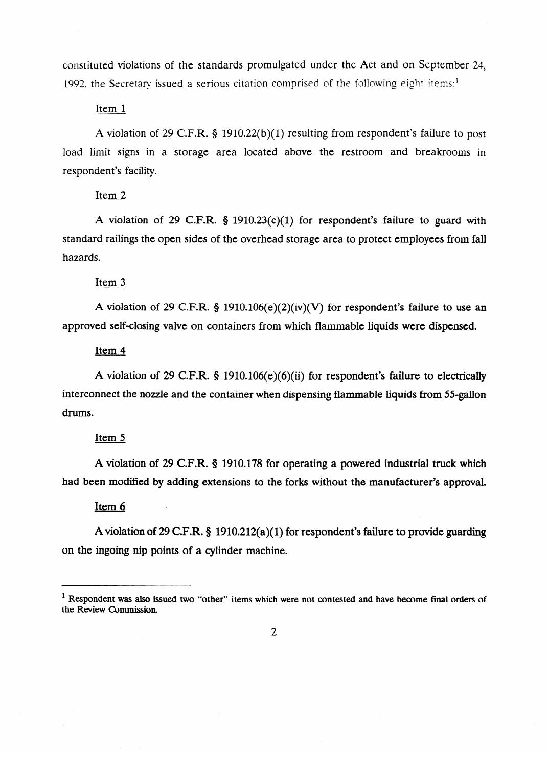constituted violations of the standards promulgated under the Act and on September 24, 1992, the Secretary issued a serious citation comprised of the following eight items:[1]

Item 1

A violation of 29 C.F.R. § 1910.22(b)(1) resulting from respondent's failure to post load limit signs in a storage area located above the restroom and breakrooms in respondent's facility.

Item 2

A violation of 29 C.F.R. § 1910.23(c)(1) for respondent's failure to guard with standard railings the open sides of the overhead storage area to protect employees from fall hazards.

Item 3

A violation of 29 C.F.R. § 1910.106(e)(2)(iv)(V) for respondent's failure to use an approved self-closing valve on containers from which flammable liquids were dispensed.

Item 4

A violation of 29 C.F.R. § 1910.106(e)(6)(ii) for respondent's failure to electrically interconnect the nozzle and the container when dispensing flammable liquids from 55-gallon drums.

Item 5

A violation of 29 C.F.R. § 1910.178 for operating a powered industrial truck which had been modified by adding extensions to the forks without the manufacturer's approval.

Item 6

A violation of 29 C.F.R. § 1910.212(a)(1) for respondent's failure to provide guarding on the ingoing nip points of a cylinder machine.

---

[1] Respondent was also issued two "other" items which were not contested and have become final orders of the Review Commission.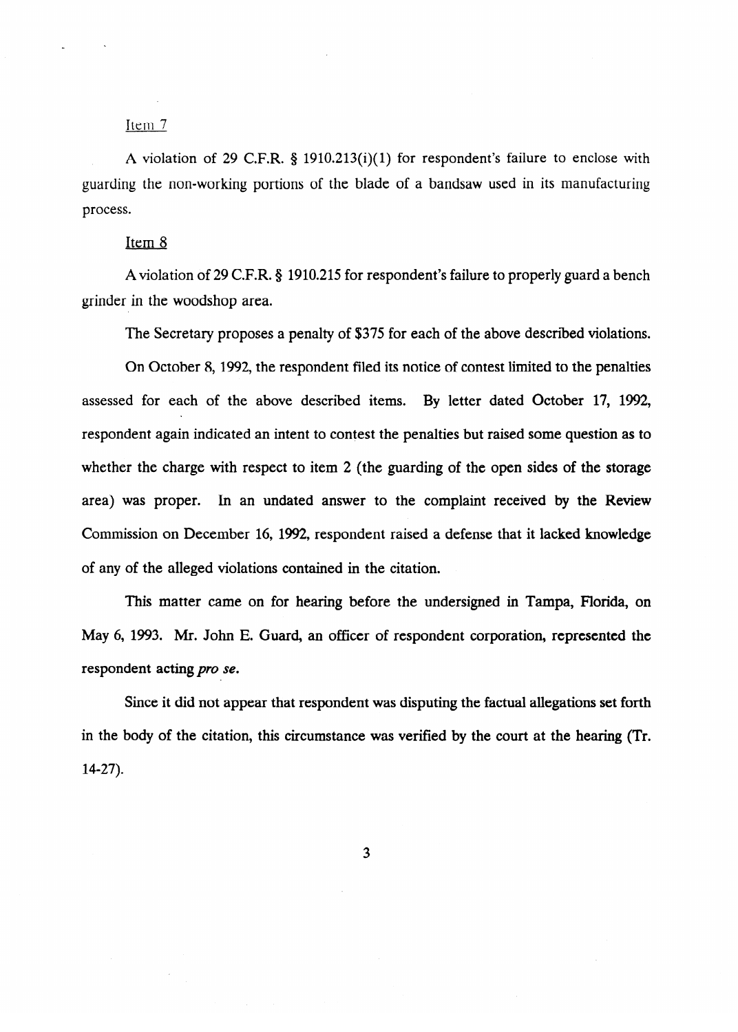Item 7

A violation of 29 C.F.R. § 1910.213(i)(1) for respondent's failure to enclose with guarding the non-working portions of the blade of a bandsaw used in its manufacturing process.

Item 8

A violation of 29 C.F.R. § 1910.215 for respondent's failure to properly guard a bench grinder in the woodshop area.

The Secretary proposes a penalty of $375 for each of the above described violations.

On October 8, 1992, the respondent filed its notice of contest limited to the penalties assessed for each of the above described items. By letter dated October 17, 1992, respondent again indicated an intent to contest the penalties but raised some question as to whether the charge with respect to item 2 (the guarding of the open sides of the storage area) was proper. In an undated answer to the complaint received by the Review Commission on December 16, 1992, respondent raised a defense that it lacked knowledge of any of the alleged violations contained in the citation.

This matter came on for hearing before the undersigned in Tampa, Florida, on May 6, 1993. Mr. John E. Guard, an officer of respondent corporation, represented the respondent acting *pro se*.

Since it did not appear that respondent was disputing the factual allegations set forth in the body of the citation, this circumstance was verified by the court at the hearing (Tr. 14-27).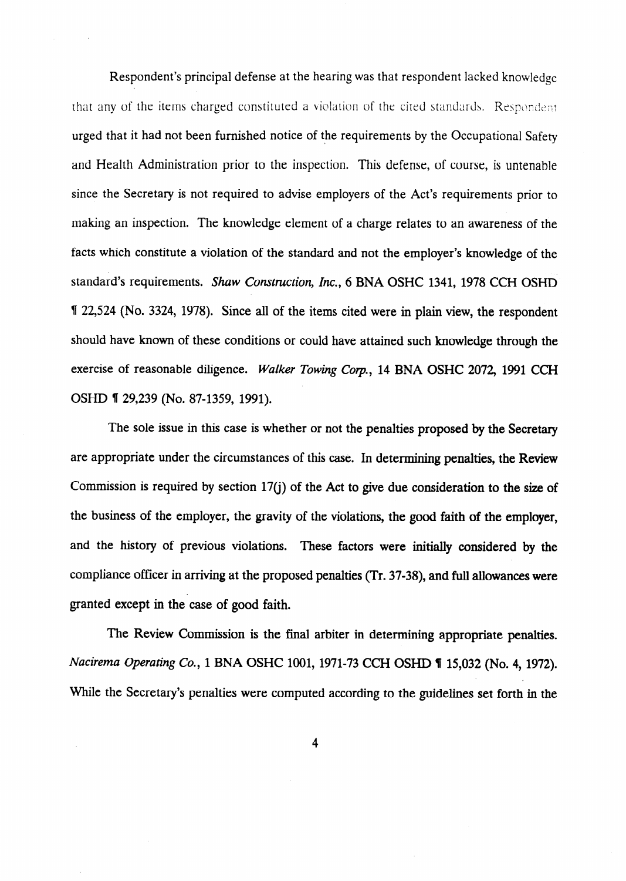Respondent's principal defense at the hearing was that respondent lacked knowledge that any of the items charged constituted a violation of the cited standards. Respondent urged that it had not been furnished notice of the requirements by the Occupational Safety and Health Administration prior to the inspection. This defense, of course, is untenable since the Secretary is not required to advise employers of the Act's requirements prior to making an inspection. The knowledge element of a charge relates to an awareness of the facts which constitute a violation of the standard and not the employer's knowledge of the standard's requirements. *Shaw Construction, Inc.*, 6 BNA OSHC 1341, 1978 CCH OSHD ¶ 22,524 (No. 3324, 1978). Since all of the items cited were in plain view, the respondent should have known of these conditions or could have attained such knowledge through the exercise of reasonable diligence. *Walker Towing Corp.*, 14 BNA OSHC 2072, 1991 CCH OSHD ¶ 29,239 (No. 87-1359, 1991).

The sole issue in this case is whether or not the penalties proposed by the Secretary are appropriate under the circumstances of this case. In determining penalties, the Review Commission is required by section 17(j) of the Act to give due consideration to the size of the business of the employer, the gravity of the violations, the good faith of the employer, and the history of previous violations. These factors were initially considered by the compliance officer in arriving at the proposed penalties (Tr. 37-38), and full allowances were granted except in the case of good faith.

The Review Commission is the final arbiter in determining appropriate penalties. *Nacirema Operating Co.*, 1 BNA OSHC 1001, 1971-73 CCH OSHD ¶ 15,032 (No. 4, 1972). While the Secretary's penalties were computed according to the guidelines set forth in the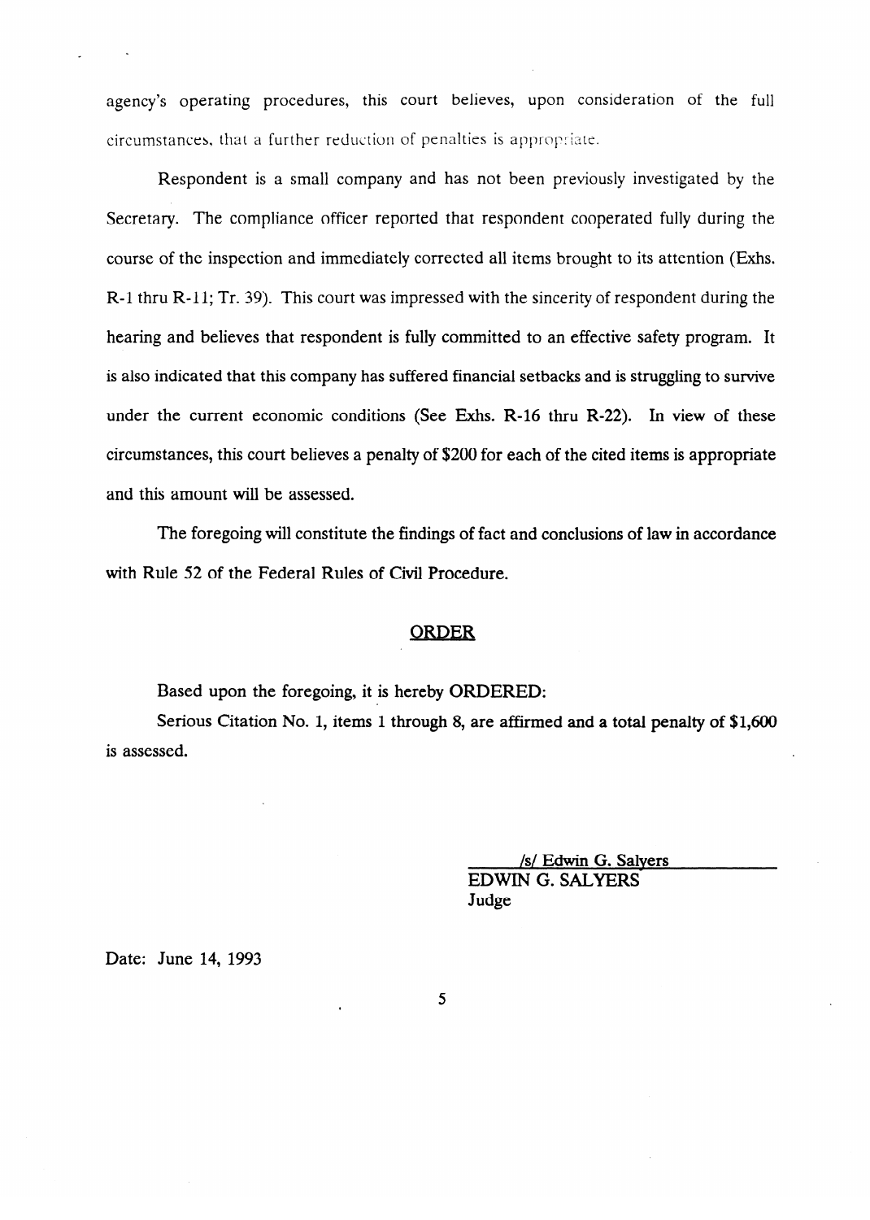agency's operating procedures, this court believes, upon consideration of the full circumstances, that a further reduction of penalties is appropriate.

Respondent is a small company and has not been previously investigated by the Secretary. The compliance officer reported that respondent cooperated fully during the course of the inspection and immediately corrected all items brought to its attention (Exhs. R-1 thru R-11; Tr. 39). This court was impressed with the sincerity of respondent during the hearing and believes that respondent is fully committed to an effective safety program. It is also indicated that this company has suffered financial setbacks and is struggling to survive under the current economic conditions (See Exhs. R-16 thru R-22). In view of these circumstances, this court believes a penalty of $200 for each of the cited items is appropriate and this amount will be assessed.

The foregoing will constitute the findings of fact and conclusions of law in accordance with Rule 52 of the Federal Rules of Civil Procedure.

## ORDER

Based upon the foregoing, it is hereby ORDERED:

Serious Citation No. 1, items 1 through 8, are affirmed and a total penalty of $1,600 is assessed.

/s/ Edwin G. Salyers
EDWIN G. SALYERS
Judge

Date: June 14, 1993